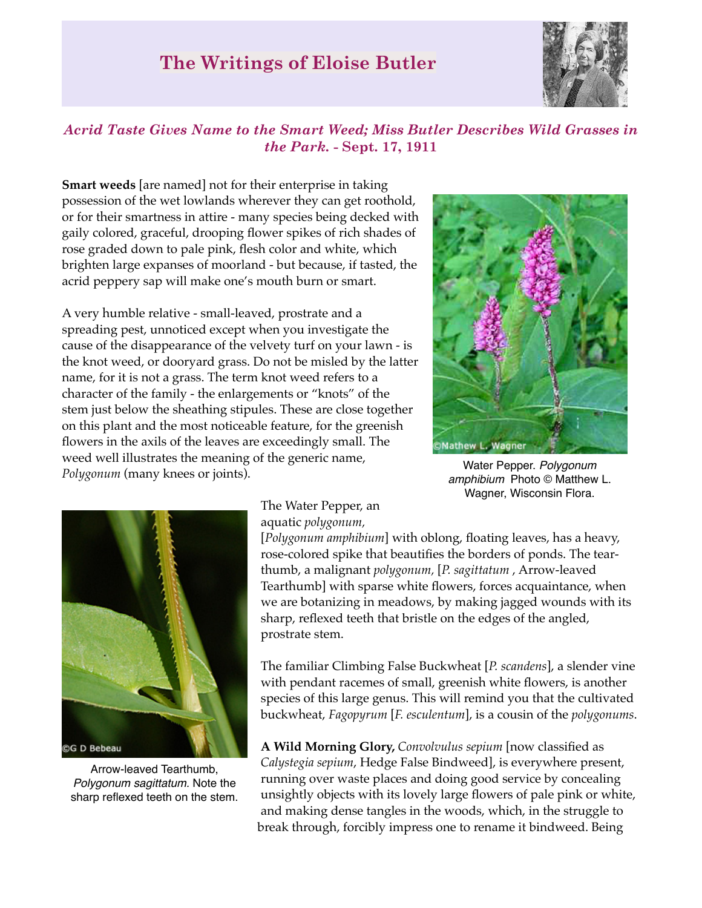# The Writings of Eloise Butler

## *Acrid Taste Gives Name to the Smart Weed; Miss Butler Describes Wild Grasses in the Park.* - Sept. 17, 1911

**Smart weeds** [are named] not for their enterprise in taking possession of the wet lowlands wherever they can get roothold, or for their smartness in attire - many species being decked with gaily colored, graceful, drooping flower spikes of rich shades of rose graded down to pale pink, flesh color and white, which brighten large expanses of moorland - but because, if tasted, the acrid peppery sap will make one's mouth burn or smart.

A very humble relative - small-leaved, prostrate and a spreading pest, unnoticed except when you investigate the cause of the disappearance of the velvety turf on your lawn - is the knot weed, or dooryard grass. Do not be misled by the latter name, for it is not a grass. The term knot weed refers to a character of the family - the enlargements or "knots" of the stem just below the sheathing stipules. These are close together on this plant and the most noticeable feature, for the greenish flowers in the axils of the leaves are exceedingly small. The weed well illustrates the meaning of the generic name, *Polygonum* (many knees or joints).

Water Pepper. *Polygonum amphibium* Photo © Matthew L. Wagner, Wisconsin Flora.

The Water Pepper, an aquatic *polygonum*, [*Polygonum amphibium*] with oblong, floating leaves, has a heavy, rose-colored spike that beautifies the borders of ponds. The tear-thumb, a malignant *polygonum*, [*P. sagittatum* , Arrow-leaved Tearthumb] with sparse white flowers, forces acquaintance, when we are botanizing in meadows, by making jagged wounds with its sharp, reflexed teeth that bristle on the edges of the angled, prostrate stem.

Arrow-leaved Tearthumb, *Polygonum sagittatum.* Note the sharp reflexed teeth on the stem.

The familiar Climbing False Buckwheat [*P. scandens*], a slender vine with pendant racemes of small, greenish white flowers, is another species of this large genus. This will remind you that the cultivated buckwheat, *Fagopyrum* [*F. esculentum*], is a cousin of the *polygonums*.

**A Wild Morning Glory,** *Convolvulus sepium* [now classified as *Calystegia sepium*, Hedge False Bindweed], is everywhere present, running over waste places and doing good service by concealing unsightly objects with its lovely large flowers of pale pink or white, and making dense tangles in the woods, which, in the struggle to break through, forcibly impress one to rename it bindweed. Being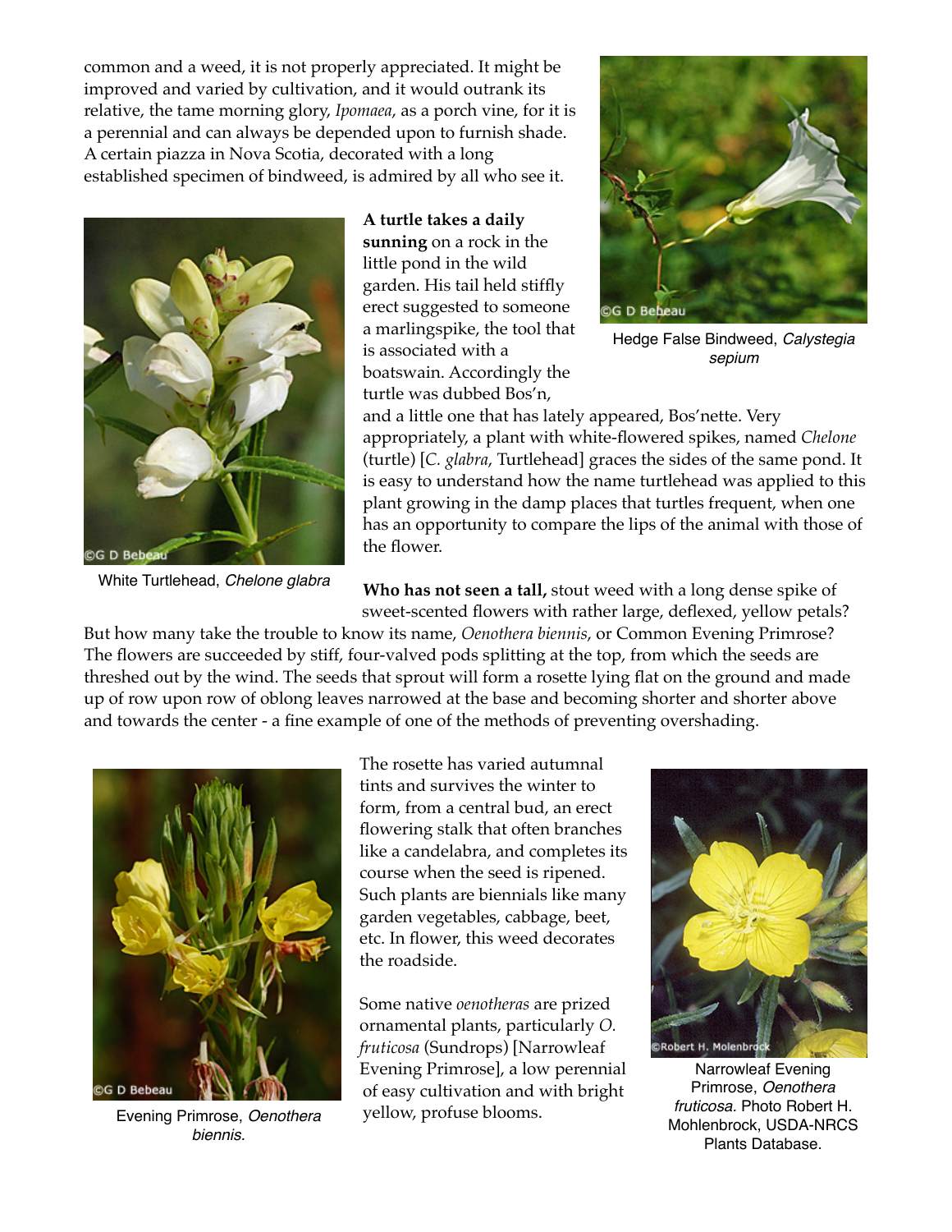common and a weed, it is not properly appreciated. It might be improved and varied by cultivation, and it would outrank its relative, the tame morning glory, *Ipomaea*, as a porch vine, for it is a perennial and can always be depended upon to furnish shade. A certain piazza in Nova Scotia, decorated with a long established specimen of bindweed, is admired by all who see it.

Hedge False Bindweed, *Calystegia sepium*

**A turtle takes a daily sunning** on a rock in the little pond in the wild garden. His tail held stiffly erect suggested to someone a marlingspike, the tool that is associated with a boatswain. Accordingly the turtle was dubbed Bos'n, and a little one that has lately appeared, Bos'nette. Very appropriately, a plant with white-flowered spikes, named *Chelone* (turtle) [*C. glabra*, Turtlehead] graces the sides of the same pond. It is easy to understand how the name turtlehead was applied to this plant growing in the damp places that turtles frequent, when one has an opportunity to compare the lips of the animal with those of the flower.

White Turtlehead, *Chelone glabra*

**Who has not seen a tall,** stout weed with a long dense spike of sweet-scented flowers with rather large, deflexed, yellow petals? But how many take the trouble to know its name, *Oenothera biennis*, or Common Evening Primrose? The flowers are succeeded by stiff, four-valved pods splitting at the top, from which the seeds are threshed out by the wind. The seeds that sprout will form a rosette lying flat on the ground and made up of row upon row of oblong leaves narrowed at the base and becoming shorter and shorter above and towards the center - a fine example of one of the methods of preventing overshading.

The rosette has varied autumnal tints and survives the winter to form, from a central bud, an erect flowering stalk that often branches like a candelabra, and completes its course when the seed is ripened. Such plants are biennials like many garden vegetables, cabbage, beet, etc. In flower, this weed decorates the roadside.

Some native *oenotheras* are prized ornamental plants, particularly *O. fruticosa* (Sundrops) [Narrowleaf Evening Primrose], a low perennial of easy cultivation and with bright yellow, profuse blooms.

Evening Primrose, *Oenothera biennis*.

Narrowleaf Evening Primrose, *Oenothera fruticosa*. Photo Robert H. Mohlenbrock, USDA-NRCS Plants Database.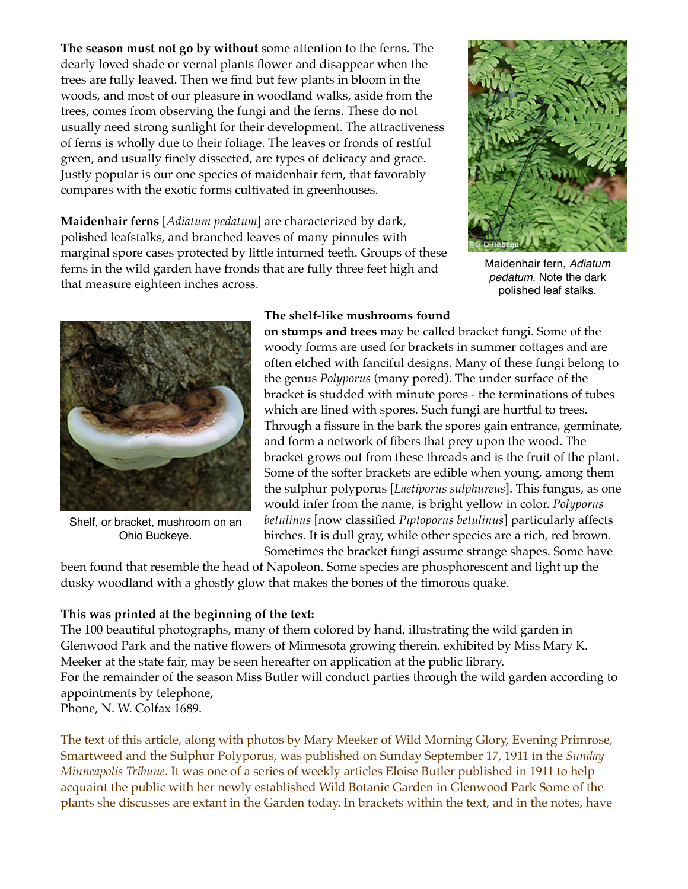**The season must not go by without** some attention to the ferns. The dearly loved shade or vernal plants flower and disappear when the trees are fully leaved. Then we find but few plants in bloom in the woods, and most of our pleasure in woodland walks, aside from the trees, comes from observing the fungi and the ferns. These do not usually need strong sunlight for their development. The attractiveness of ferns is wholly due to their foliage. The leaves or fronds of restful green, and usually finely dissected, are types of delicacy and grace. Justly popular is our one species of maidenhair fern, that favorably compares with the exotic forms cultivated in greenhouses.

**Maidenhair ferns** [*Adiatum pedatum*] are characterized by dark, polished leafstalks, and branched leaves of many pinnules with marginal spore cases protected by little inturned teeth. Groups of these ferns in the wild garden have fronds that are fully three feet high and that measure eighteen inches across.

Maidenhair fern, *Adiatum pedatum*. Note the dark polished leaf stalks.

**The shelf-like mushrooms found on stumps and trees** may be called bracket fungi. Some of the woody forms are used for brackets in summer cottages and are often etched with fanciful designs. Many of these fungi belong to the genus *Polyporus* (many pored). The under surface of the bracket is studded with minute pores - the terminations of tubes which are lined with spores. Such fungi are hurtful to trees. Through a fissure in the bark the spores gain entrance, germinate, and form a network of fibers that prey upon the wood. The bracket grows out from these threads and is the fruit of the plant. Some of the softer brackets are edible when young, among them the sulphur polyporus [*Laetiporus sulphureus*]. This fungus, as one would infer from the name, is bright yellow in color. *Polyporus betulinus* [now classified *Piptoporus betulinus*] particularly affects birches. It is dull gray, while other species are a rich, red brown. Sometimes the bracket fungi assume strange shapes. Some have been found that resemble the head of Napoleon. Some species are phosphorescent and light up the dusky woodland with a ghostly glow that makes the bones of the timorous quake.

Shelf, or bracket, mushroom on an Ohio Buckeye.

**This was printed at the beginning of the text:**
The 100 beautiful photographs, many of them colored by hand, illustrating the wild garden in Glenwood Park and the native flowers of Minnesota growing therein, exhibited by Miss Mary K. Meeker at the state fair, may be seen hereafter on application at the public library.
For the remainder of the season Miss Butler will conduct parties through the wild garden according to appointments by telephone,
Phone, N. W. Colfax 1689.

The text of this article, along with photos by Mary Meeker of Wild Morning Glory, Evening Primrose, Smartweed and the Sulphur Polyporus, was published on Sunday September 17, 1911 in the *Sunday Minneapolis Tribune*. It was one of a series of weekly articles Eloise Butler published in 1911 to help acquaint the public with her newly established Wild Botanic Garden in Glenwood Park Some of the plants she discusses are extant in the Garden today. In brackets within the text, and in the notes, have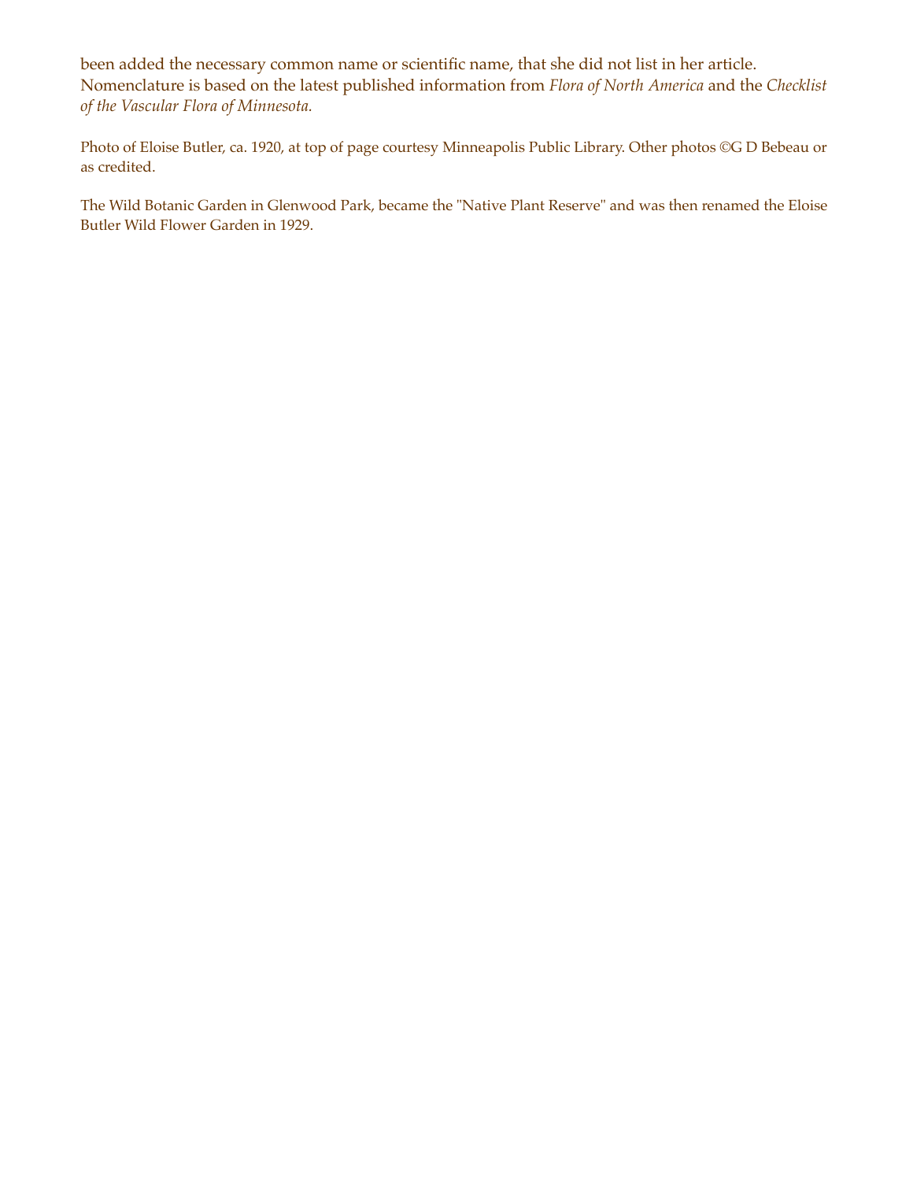been added the necessary common name or scientific name, that she did not list in her article. Nomenclature is based on the latest published information from *Flora of North America* and the *Checklist of the Vascular Flora of Minnesota.*

Photo of Eloise Butler, ca. 1920, at top of page courtesy Minneapolis Public Library. Other photos ©G D Bebeau or as credited.

The Wild Botanic Garden in Glenwood Park, became the "Native Plant Reserve" and was then renamed the Eloise Butler Wild Flower Garden in 1929.